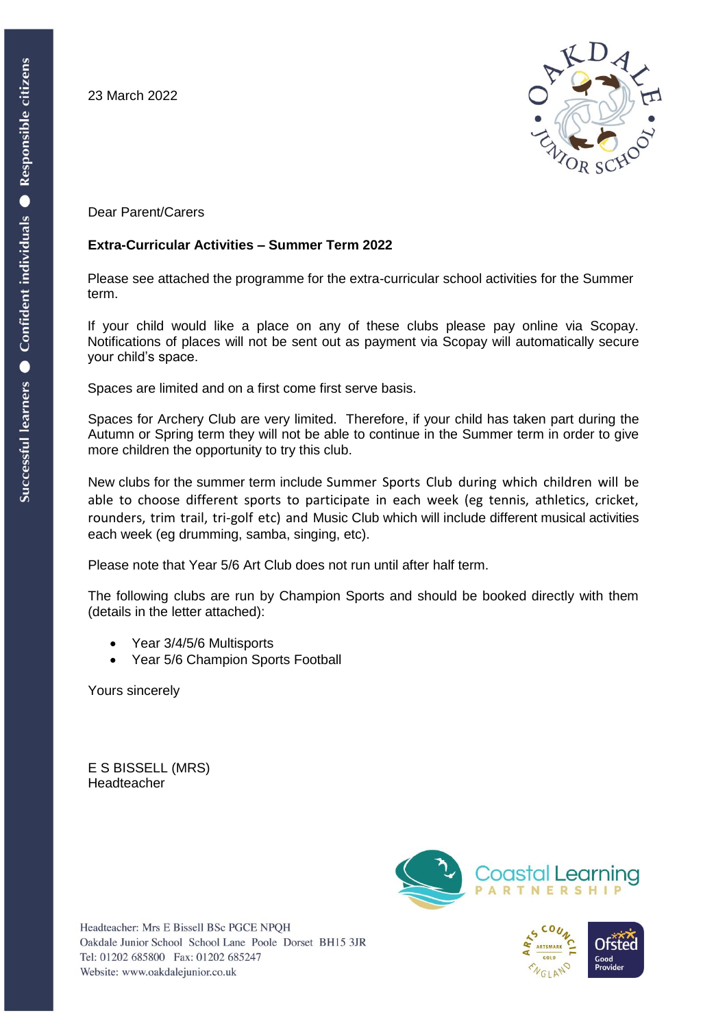23 March 2022

Dear Parent/Carers

**Extra-Curricular Activities – Summer Term 2022**

Please see attached the programme for the extra-curricular school activities for the Summer term.

If your child would like a place on any of these clubs please pay online via Scopay. Notifications of places will not be sent out as payment via Scopay will automatically secure your child's space.

Spaces are limited and on a first come first serve basis.

Spaces for Archery Club are very limited. Therefore, if your child has taken part during the Autumn or Spring term they will not be able to continue in the Summer term in order to give more children the opportunity to try this club.

New clubs for the summer term include Summer Sports Club during which children will be able to choose different sports to participate in each week (eg tennis, athletics, cricket, rounders, trim trail, tri-golf etc) and Music Club which will include different musical activities each week (eg drumming, samba, singing, etc).

Please note that Year 5/6 Art Club does not run until after half term.

The following clubs are run by Champion Sports and should be booked directly with them (details in the letter attached):

- Year 3/4/5/6 Multisports
- Year 5/6 Champion Sports Football

Yours sincerely

E S BISSELL (MRS)
Headteacher

Headteacher: Mrs E Bissell BSc PGCE NPQH
Oakdale Junior School School Lane Poole Dorset BH15 3JR
Tel: 01202 685800 Fax: 01202 685247
Website: www.oakdalejunior.co.uk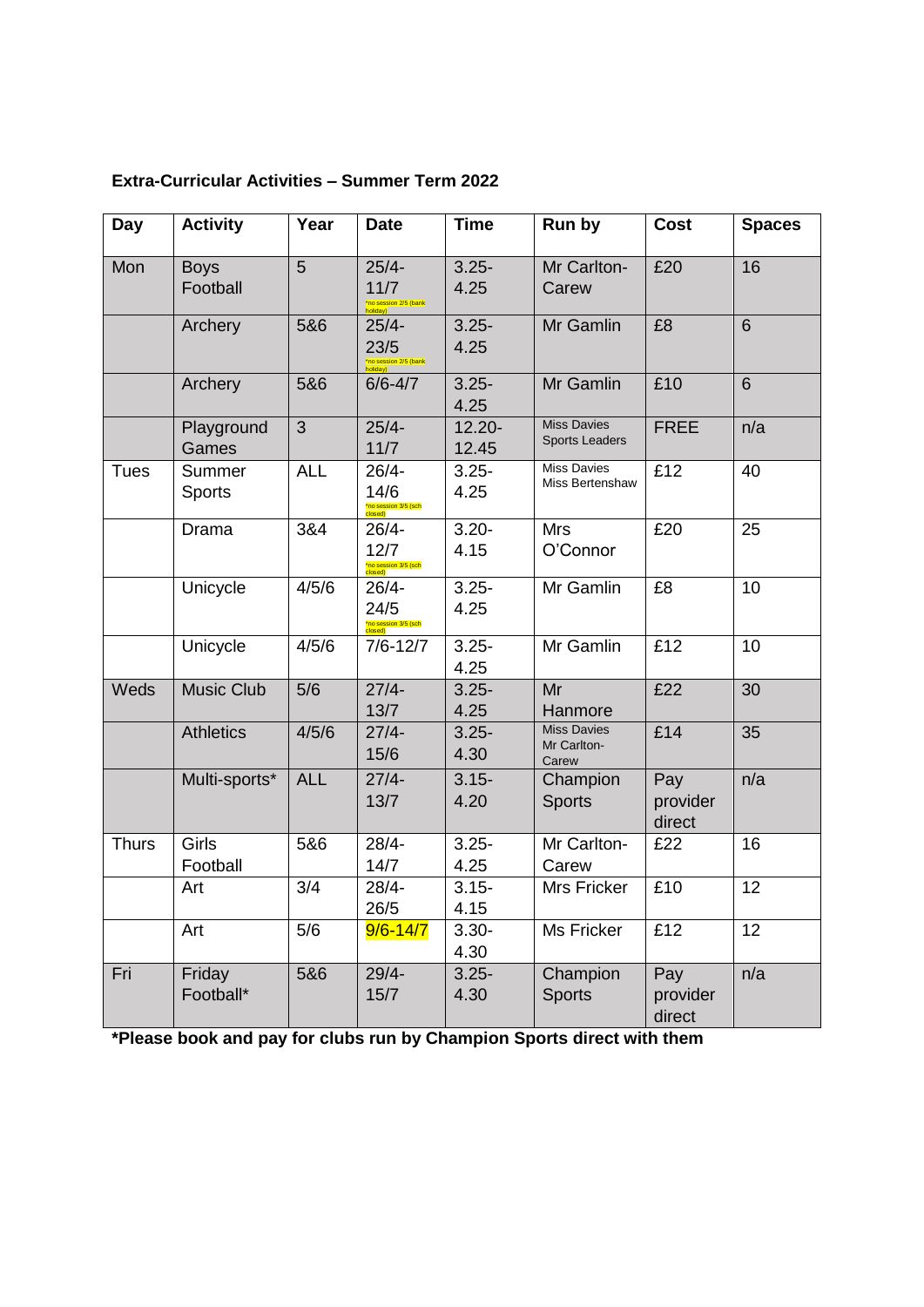**Extra-Curricular Activities – Summer Term 2022**

| Day | Activity | Year | Date | Time | Run by | Cost | Spaces |
|---|---|---|---|---|---|---|---|
| Mon | Boys Football | 5 | 25/4-11/7 *no session 2/5 (bank holiday) | 3.25-4.25 | Mr Carlton-Carew | £20 | 16 |
| | Archery | 5&6 | 25/4-23/5 *no session 2/5 (bank holiday) | 3.25-4.25 | Mr Gamlin | £8 | 6 |
| | Archery | 5&6 | 6/6-4/7 | 3.25-4.25 | Mr Gamlin | £10 | 6 |
| | Playground Games | 3 | 25/4-11/7 | 12.20-12.45 | Miss Davies Sports Leaders | FREE | n/a |
| Tues | Summer Sports | ALL | 26/4-14/6 *no session 3/5 (sch closed) | 3.25-4.25 | Miss Davies Miss Bertenshaw | £12 | 40 |
| | Drama | 3&4 | 26/4-12/7 *no session 3/5 (sch closed) | 3.20-4.15 | Mrs O'Connor | £20 | 25 |
| | Unicycle | 4/5/6 | 26/4-24/5 *no session 3/5 (sch closed) | 3.25-4.25 | Mr Gamlin | £8 | 10 |
| | Unicycle | 4/5/6 | 7/6-12/7 | 3.25-4.25 | Mr Gamlin | £12 | 10 |
| Weds | Music Club | 5/6 | 27/4-13/7 | 3.25-4.25 | Mr Hanmore | £22 | 30 |
| | Athletics | 4/5/6 | 27/4-15/6 | 3.25-4.30 | Miss Davies Mr Carlton-Carew | £14 | 35 |
| | Multi-sports* | ALL | 27/4-13/7 | 3.15-4.20 | Champion Sports | Pay provider direct | n/a |
| Thurs | Girls Football | 5&6 | 28/4-14/7 | 3.25-4.25 | Mr Carlton-Carew | £22 | 16 |
| | Art | 3/4 | 28/4-26/5 | 3.15-4.15 | Mrs Fricker | £10 | 12 |
| | Art | 5/6 | 9/6-14/7 | 3.30-4.30 | Ms Fricker | £12 | 12 |
| Fri | Friday Football* | 5&6 | 29/4-15/7 | 3.25-4.30 | Champion Sports | Pay provider direct | n/a |

**\*Please book and pay for clubs run by Champion Sports direct with them**